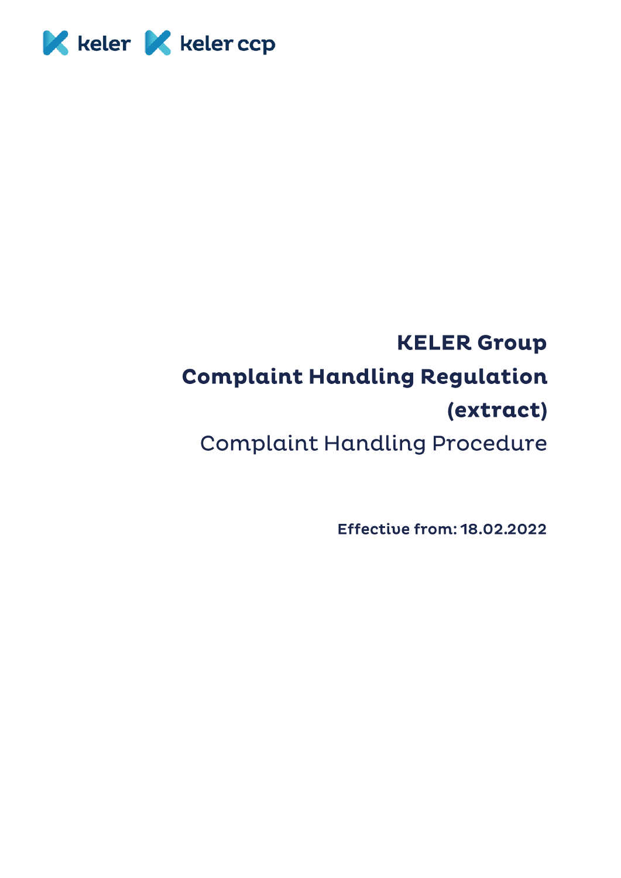keler keler ccp

# KELER Group
# Complaint Handling Regulation (extract)

## Complaint Handling Procedure

**Effective from: 18.02.2022**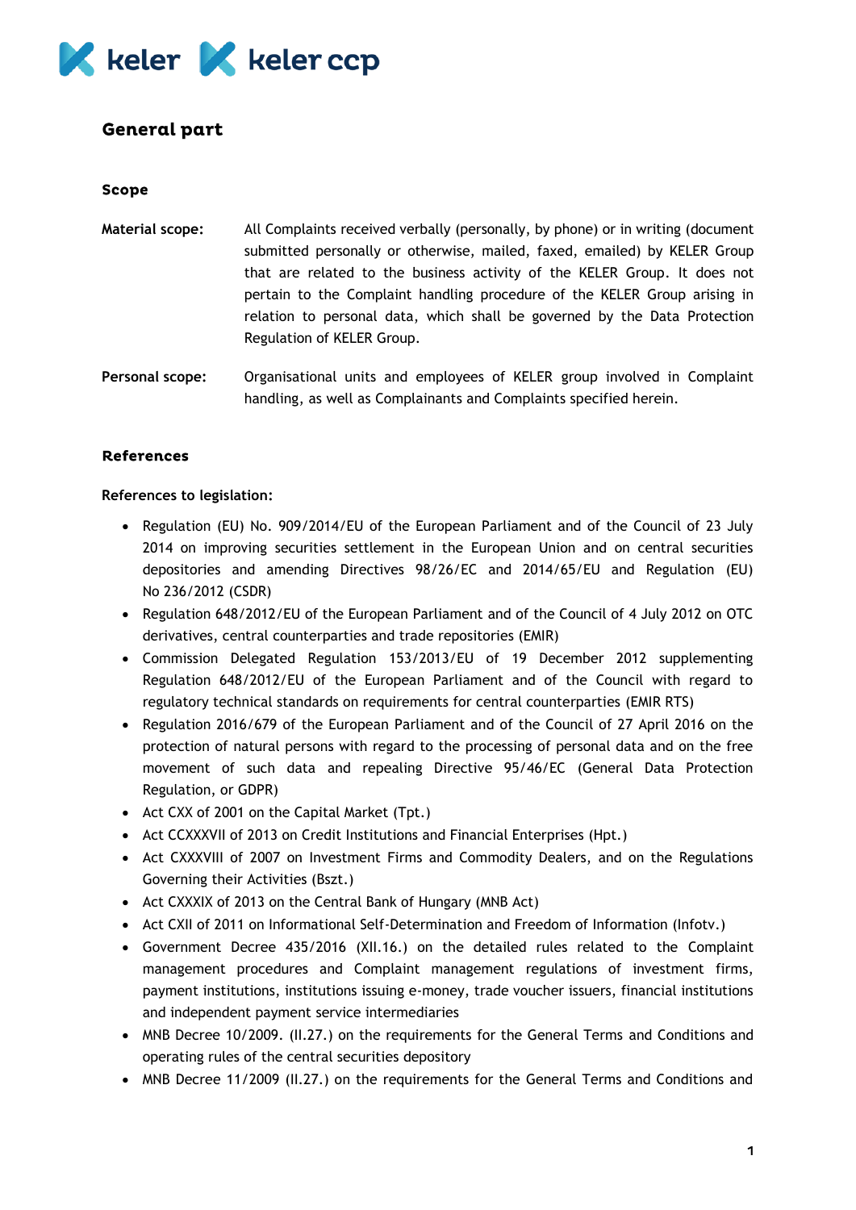## General part

### Scope

**Material scope:** All Complaints received verbally (personally, by phone) or in writing (document submitted personally or otherwise, mailed, faxed, emailed) by KELER Group that are related to the business activity of the KELER Group. It does not pertain to the Complaint handling procedure of the KELER Group arising in relation to personal data, which shall be governed by the Data Protection Regulation of KELER Group.

**Personal scope:** Organisational units and employees of KELER group involved in Complaint handling, as well as Complainants and Complaints specified herein.

### References

**References to legislation:**

- Regulation (EU) No. 909/2014/EU of the European Parliament and of the Council of 23 July 2014 on improving securities settlement in the European Union and on central securities depositories and amending Directives 98/26/EC and 2014/65/EU and Regulation (EU) No 236/2012 (CSDR)
- Regulation 648/2012/EU of the European Parliament and of the Council of 4 July 2012 on OTC derivatives, central counterparties and trade repositories (EMIR)
- Commission Delegated Regulation 153/2013/EU of 19 December 2012 supplementing Regulation 648/2012/EU of the European Parliament and of the Council with regard to regulatory technical standards on requirements for central counterparties (EMIR RTS)
- Regulation 2016/679 of the European Parliament and of the Council of 27 April 2016 on the protection of natural persons with regard to the processing of personal data and on the free movement of such data and repealing Directive 95/46/EC (General Data Protection Regulation, or GDPR)
- Act CXX of 2001 on the Capital Market (Tpt.)
- Act CCXXXVII of 2013 on Credit Institutions and Financial Enterprises (Hpt.)
- Act CXXXVIII of 2007 on Investment Firms and Commodity Dealers, and on the Regulations Governing their Activities (Bszt.)
- Act CXXXIX of 2013 on the Central Bank of Hungary (MNB Act)
- Act CXII of 2011 on Informational Self-Determination and Freedom of Information (Infotv.)
- Government Decree 435/2016 (XII.16.) on the detailed rules related to the Complaint management procedures and Complaint management regulations of investment firms, payment institutions, institutions issuing e-money, trade voucher issuers, financial institutions and independent payment service intermediaries
- MNB Decree 10/2009. (II.27.) on the requirements for the General Terms and Conditions and operating rules of the central securities depository
- MNB Decree 11/2009 (II.27.) on the requirements for the General Terms and Conditions and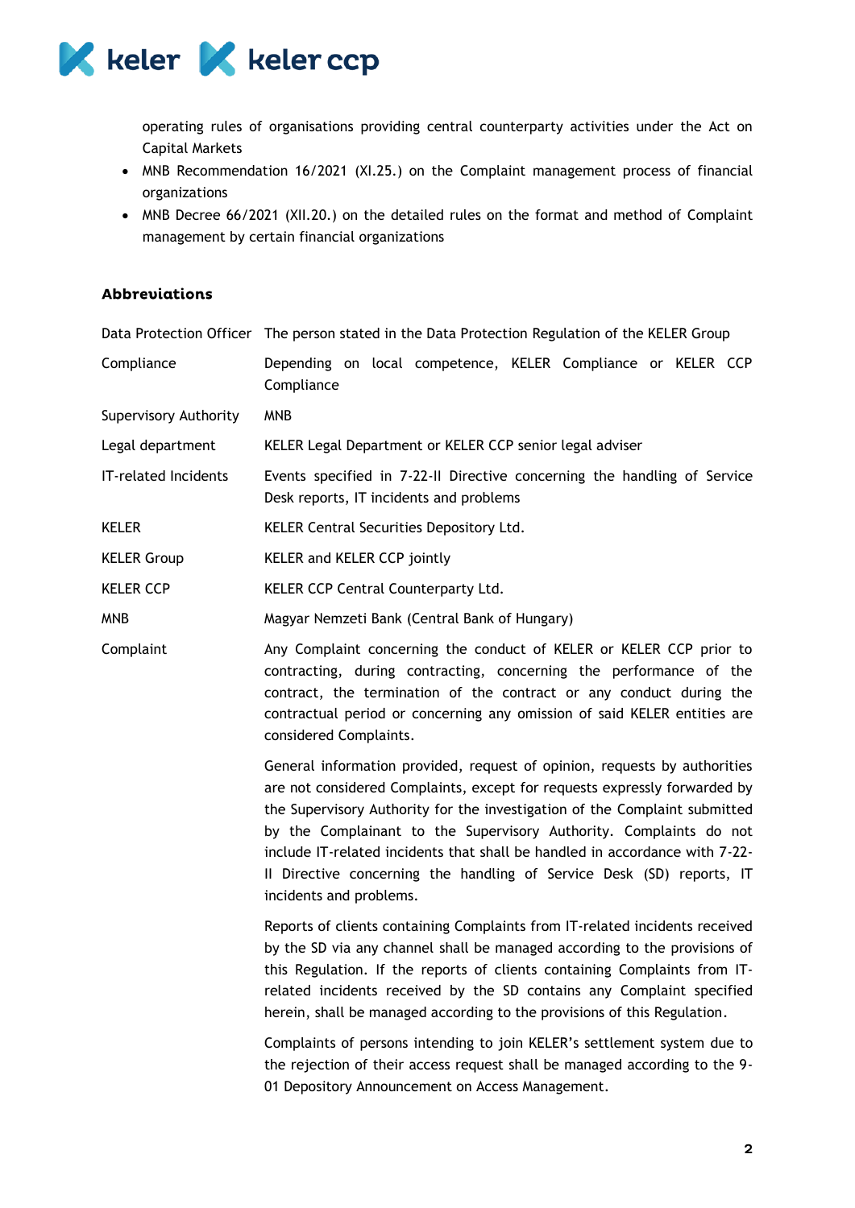operating rules of organisations providing central counterparty activities under the Act on Capital Markets

- MNB Recommendation 16/2021 (XI.25.) on the Complaint management process of financial organizations
- MNB Decree 66/2021 (XII.20.) on the detailed rules on the format and method of Complaint management by certain financial organizations

## Abbreviations

| | |
|---|---|
| Data Protection Officer | The person stated in the Data Protection Regulation of the KELER Group |
| Compliance | Depending on local competence, KELER Compliance or KELER CCP Compliance |
| Supervisory Authority | MNB |
| Legal department | KELER Legal Department or KELER CCP senior legal adviser |
| IT-related Incidents | Events specified in 7-22-II Directive concerning the handling of Service Desk reports, IT incidents and problems |
| KELER | KELER Central Securities Depository Ltd. |
| KELER Group | KELER and KELER CCP jointly |
| KELER CCP | KELER CCP Central Counterparty Ltd. |
| MNB | Magyar Nemzeti Bank (Central Bank of Hungary) |
| Complaint | Any Complaint concerning the conduct of KELER or KELER CCP prior to contracting, during contracting, concerning the performance of the contract, the termination of the contract or any conduct during the contractual period or concerning any omission of said KELER entities are considered Complaints.<br><br>General information provided, request of opinion, requests by authorities are not considered Complaints, except for requests expressly forwarded by the Supervisory Authority for the investigation of the Complaint submitted by the Complainant to the Supervisory Authority. Complaints do not include IT-related incidents that shall be handled in accordance with 7-22-II Directive concerning the handling of Service Desk (SD) reports, IT incidents and problems.<br><br>Reports of clients containing Complaints from IT-related incidents received by the SD via any channel shall be managed according to the provisions of this Regulation. If the reports of clients containing Complaints from IT-related incidents received by the SD contains any Complaint specified herein, shall be managed according to the provisions of this Regulation.<br><br>Complaints of persons intending to join KELER's settlement system due to the rejection of their access request shall be managed according to the 9-01 Depository Announcement on Access Management. |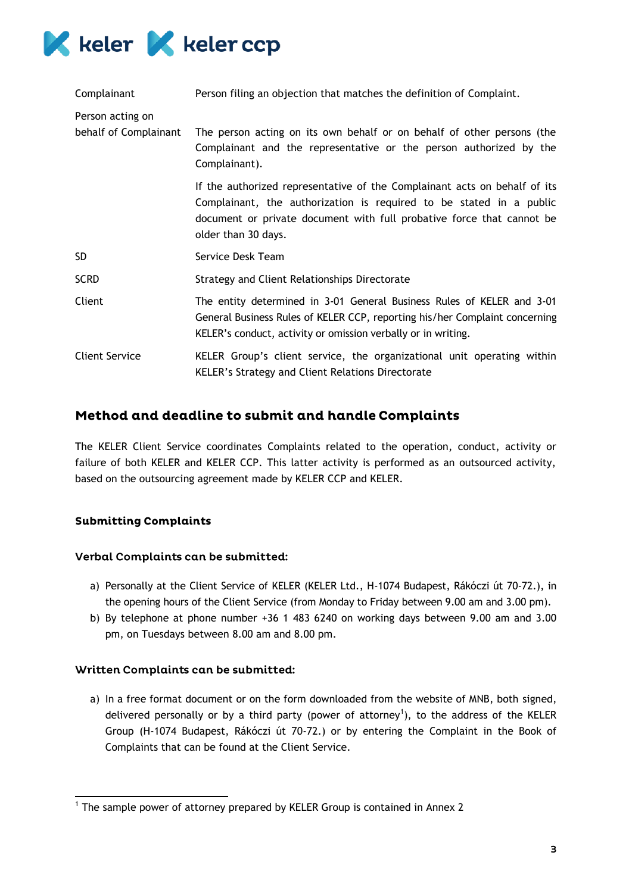| | |
|---|---|
| Complainant | Person filing an objection that matches the definition of Complaint. |
| Person acting on behalf of Complainant | The person acting on its own behalf or on behalf of other persons (the Complainant and the representative or the person authorized by the Complainant).<br><br>If the authorized representative of the Complainant acts on behalf of its Complainant, the authorization is required to be stated in a public document or private document with full probative force that cannot be older than 30 days. |
| SD | Service Desk Team |
| SCRD | Strategy and Client Relationships Directorate |
| Client | The entity determined in 3-01 General Business Rules of KELER and 3-01 General Business Rules of KELER CCP, reporting his/her Complaint concerning KELER's conduct, activity or omission verbally or in writing. |
| Client Service | KELER Group's client service, the organizational unit operating within KELER's Strategy and Client Relations Directorate |

## Method and deadline to submit and handle Complaints

The KELER Client Service coordinates Complaints related to the operation, conduct, activity or failure of both KELER and KELER CCP. This latter activity is performed as an outsourced activity, based on the outsourcing agreement made by KELER CCP and KELER.

### Submitting Complaints

#### Verbal Complaints can be submitted:

a) Personally at the Client Service of KELER (KELER Ltd., H-1074 Budapest, Rákóczi út 70-72.), in the opening hours of the Client Service (from Monday to Friday between 9.00 am and 3.00 pm).
b) By telephone at phone number +36 1 483 6240 on working days between 9.00 am and 3.00 pm, on Tuesdays between 8.00 am and 8.00 pm.

#### Written Complaints can be submitted:

a) In a free format document or on the form downloaded from the website of MNB, both signed, delivered personally or by a third party (power of attorney[1]), to the address of the KELER Group (H-1074 Budapest, Rákóczi út 70-72.) or by entering the Complaint in the Book of Complaints that can be found at the Client Service.

[1] The sample power of attorney prepared by KELER Group is contained in Annex 2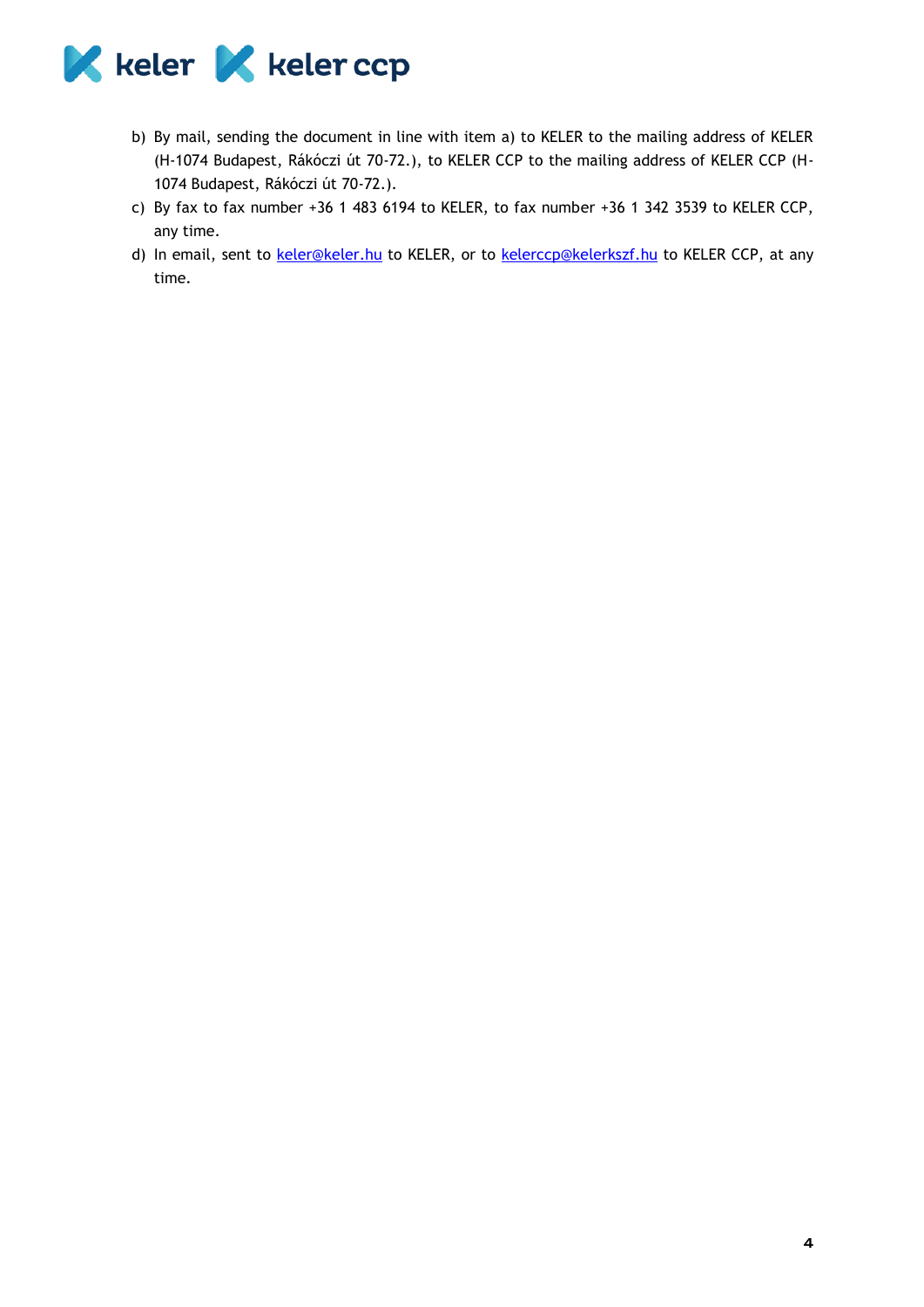b) By mail, sending the document in line with item a) to KELER to the mailing address of KELER (H-1074 Budapest, Rákóczi út 70-72.), to KELER CCP to the mailing address of KELER CCP (H-1074 Budapest, Rákóczi út 70-72.).
c) By fax to fax number +36 1 483 6194 to KELER, to fax number +36 1 342 3539 to KELER CCP, any time.
d) In email, sent to keler@keler.hu to KELER, or to kelerccp@kelerkszf.hu to KELER CCP, at any time.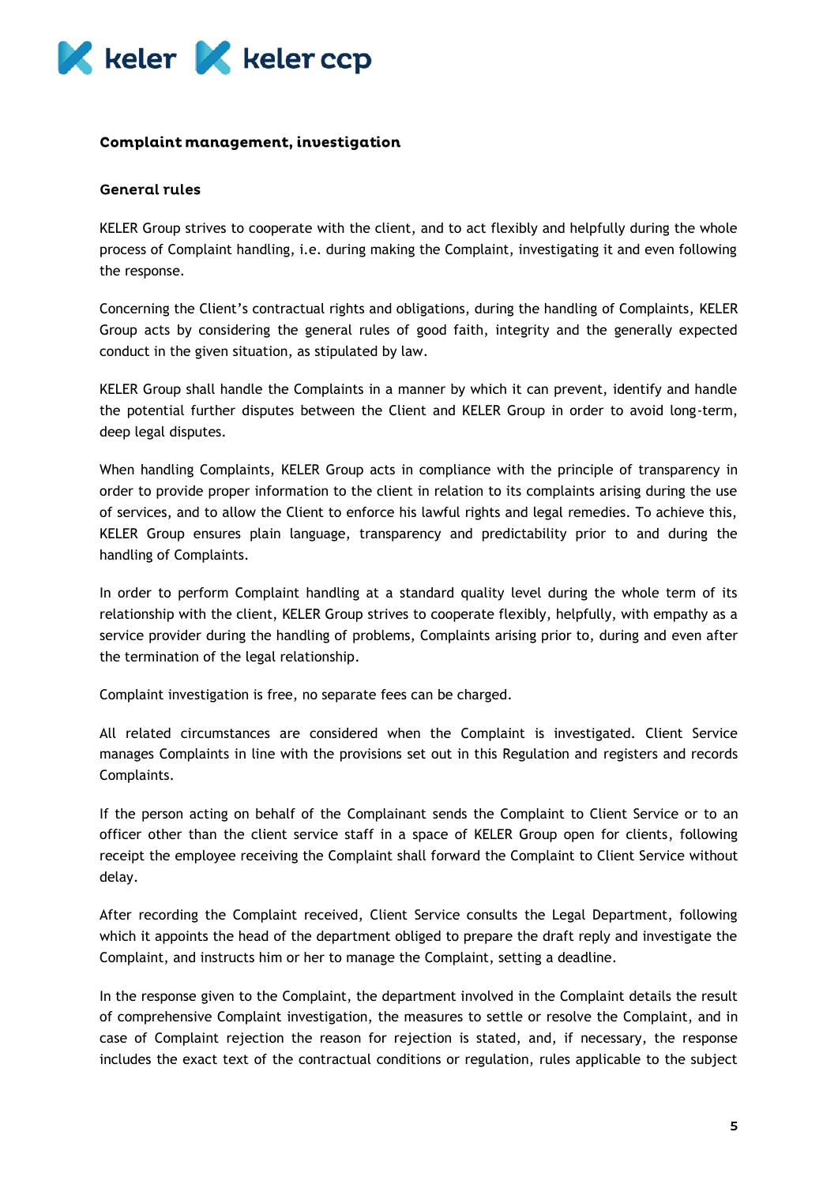## Complaint management, investigation

### General rules

KELER Group strives to cooperate with the client, and to act flexibly and helpfully during the whole process of Complaint handling, i.e. during making the Complaint, investigating it and even following the response.

Concerning the Client's contractual rights and obligations, during the handling of Complaints, KELER Group acts by considering the general rules of good faith, integrity and the generally expected conduct in the given situation, as stipulated by law.

KELER Group shall handle the Complaints in a manner by which it can prevent, identify and handle the potential further disputes between the Client and KELER Group in order to avoid long-term, deep legal disputes.

When handling Complaints, KELER Group acts in compliance with the principle of transparency in order to provide proper information to the client in relation to its complaints arising during the use of services, and to allow the Client to enforce his lawful rights and legal remedies. To achieve this, KELER Group ensures plain language, transparency and predictability prior to and during the handling of Complaints.

In order to perform Complaint handling at a standard quality level during the whole term of its relationship with the client, KELER Group strives to cooperate flexibly, helpfully, with empathy as a service provider during the handling of problems, Complaints arising prior to, during and even after the termination of the legal relationship.

Complaint investigation is free, no separate fees can be charged.

All related circumstances are considered when the Complaint is investigated. Client Service manages Complaints in line with the provisions set out in this Regulation and registers and records Complaints.

If the person acting on behalf of the Complainant sends the Complaint to Client Service or to an officer other than the client service staff in a space of KELER Group open for clients, following receipt the employee receiving the Complaint shall forward the Complaint to Client Service without delay.

After recording the Complaint received, Client Service consults the Legal Department, following which it appoints the head of the department obliged to prepare the draft reply and investigate the Complaint, and instructs him or her to manage the Complaint, setting a deadline.

In the response given to the Complaint, the department involved in the Complaint details the result of comprehensive Complaint investigation, the measures to settle or resolve the Complaint, and in case of Complaint rejection the reason for rejection is stated, and, if necessary, the response includes the exact text of the contractual conditions or regulation, rules applicable to the subject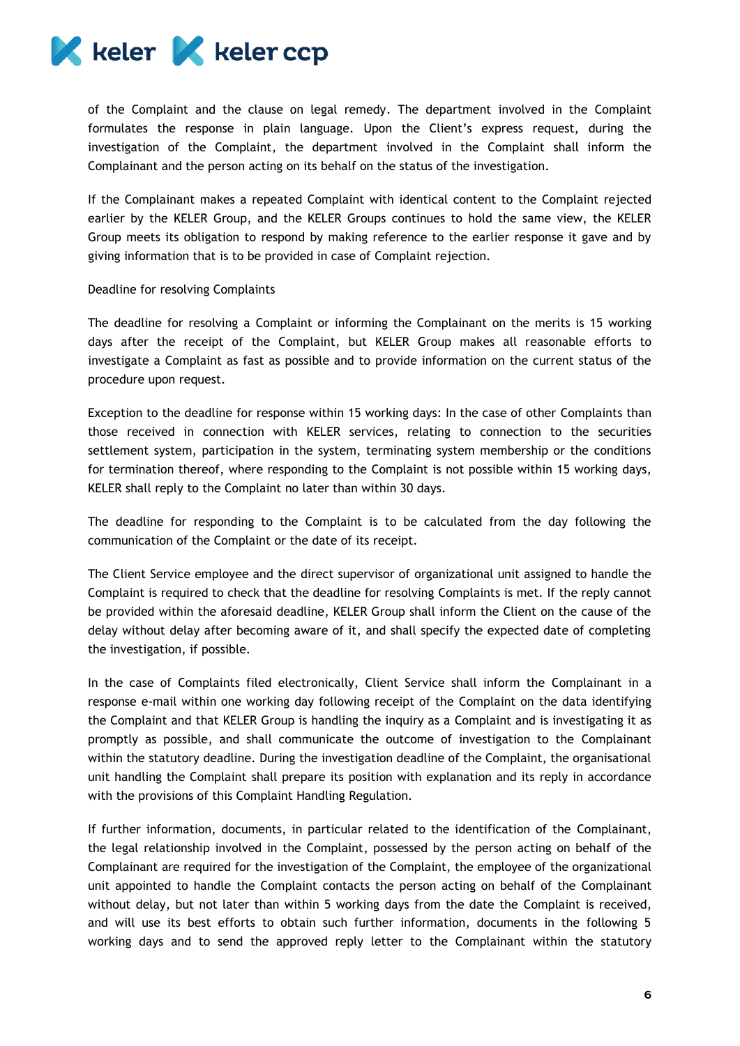of the Complaint and the clause on legal remedy. The department involved in the Complaint formulates the response in plain language. Upon the Client's express request, during the investigation of the Complaint, the department involved in the Complaint shall inform the Complainant and the person acting on its behalf on the status of the investigation.

If the Complainant makes a repeated Complaint with identical content to the Complaint rejected earlier by the KELER Group, and the KELER Groups continues to hold the same view, the KELER Group meets its obligation to respond by making reference to the earlier response it gave and by giving information that is to be provided in case of Complaint rejection.

Deadline for resolving Complaints

The deadline for resolving a Complaint or informing the Complainant on the merits is 15 working days after the receipt of the Complaint, but KELER Group makes all reasonable efforts to investigate a Complaint as fast as possible and to provide information on the current status of the procedure upon request.

Exception to the deadline for response within 15 working days: In the case of other Complaints than those received in connection with KELER services, relating to connection to the securities settlement system, participation in the system, terminating system membership or the conditions for termination thereof, where responding to the Complaint is not possible within 15 working days, KELER shall reply to the Complaint no later than within 30 days.

The deadline for responding to the Complaint is to be calculated from the day following the communication of the Complaint or the date of its receipt.

The Client Service employee and the direct supervisor of organizational unit assigned to handle the Complaint is required to check that the deadline for resolving Complaints is met. If the reply cannot be provided within the aforesaid deadline, KELER Group shall inform the Client on the cause of the delay without delay after becoming aware of it, and shall specify the expected date of completing the investigation, if possible.

In the case of Complaints filed electronically, Client Service shall inform the Complainant in a response e-mail within one working day following receipt of the Complaint on the data identifying the Complaint and that KELER Group is handling the inquiry as a Complaint and is investigating it as promptly as possible, and shall communicate the outcome of investigation to the Complainant within the statutory deadline. During the investigation deadline of the Complaint, the organisational unit handling the Complaint shall prepare its position with explanation and its reply in accordance with the provisions of this Complaint Handling Regulation.

If further information, documents, in particular related to the identification of the Complainant, the legal relationship involved in the Complaint, possessed by the person acting on behalf of the Complainant are required for the investigation of the Complaint, the employee of the organizational unit appointed to handle the Complaint contacts the person acting on behalf of the Complainant without delay, but not later than within 5 working days from the date the Complaint is received, and will use its best efforts to obtain such further information, documents in the following 5 working days and to send the approved reply letter to the Complainant within the statutory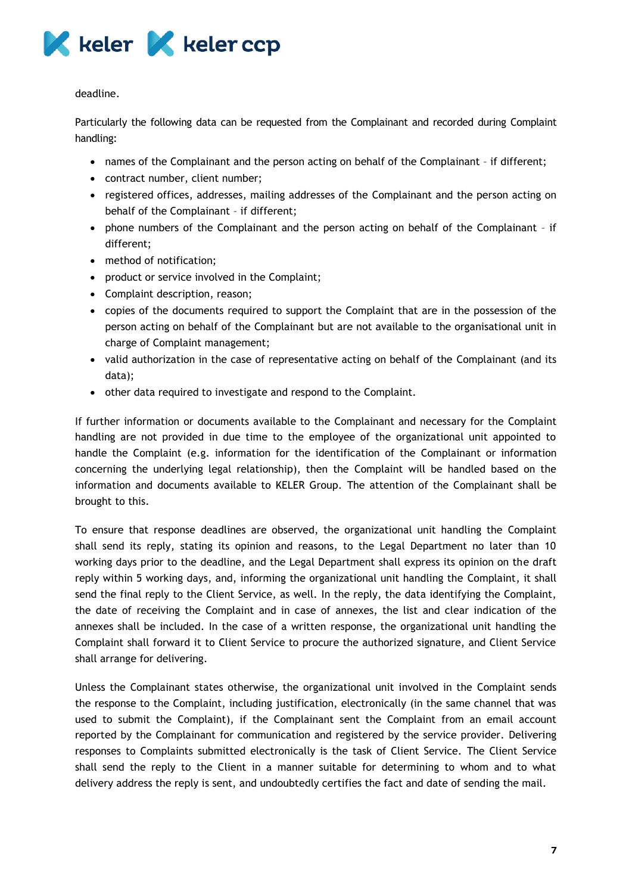deadline.

Particularly the following data can be requested from the Complainant and recorded during Complaint handling:

- names of the Complainant and the person acting on behalf of the Complainant – if different;
- contract number, client number;
- registered offices, addresses, mailing addresses of the Complainant and the person acting on behalf of the Complainant – if different;
- phone numbers of the Complainant and the person acting on behalf of the Complainant – if different;
- method of notification;
- product or service involved in the Complaint;
- Complaint description, reason;
- copies of the documents required to support the Complaint that are in the possession of the person acting on behalf of the Complainant but are not available to the organisational unit in charge of Complaint management;
- valid authorization in the case of representative acting on behalf of the Complainant (and its data);
- other data required to investigate and respond to the Complaint.

If further information or documents available to the Complainant and necessary for the Complaint handling are not provided in due time to the employee of the organizational unit appointed to handle the Complaint (e.g. information for the identification of the Complainant or information concerning the underlying legal relationship), then the Complaint will be handled based on the information and documents available to KELER Group. The attention of the Complainant shall be brought to this.

To ensure that response deadlines are observed, the organizational unit handling the Complaint shall send its reply, stating its opinion and reasons, to the Legal Department no later than 10 working days prior to the deadline, and the Legal Department shall express its opinion on the draft reply within 5 working days, and, informing the organizational unit handling the Complaint, it shall send the final reply to the Client Service, as well. In the reply, the data identifying the Complaint, the date of receiving the Complaint and in case of annexes, the list and clear indication of the annexes shall be included. In the case of a written response, the organizational unit handling the Complaint shall forward it to Client Service to procure the authorized signature, and Client Service shall arrange for delivering.

Unless the Complainant states otherwise, the organizational unit involved in the Complaint sends the response to the Complaint, including justification, electronically (in the same channel that was used to submit the Complaint), if the Complainant sent the Complaint from an email account reported by the Complainant for communication and registered by the service provider. Delivering responses to Complaints submitted electronically is the task of Client Service. The Client Service shall send the reply to the Client in a manner suitable for determining to whom and to what delivery address the reply is sent, and undoubtedly certifies the fact and date of sending the mail.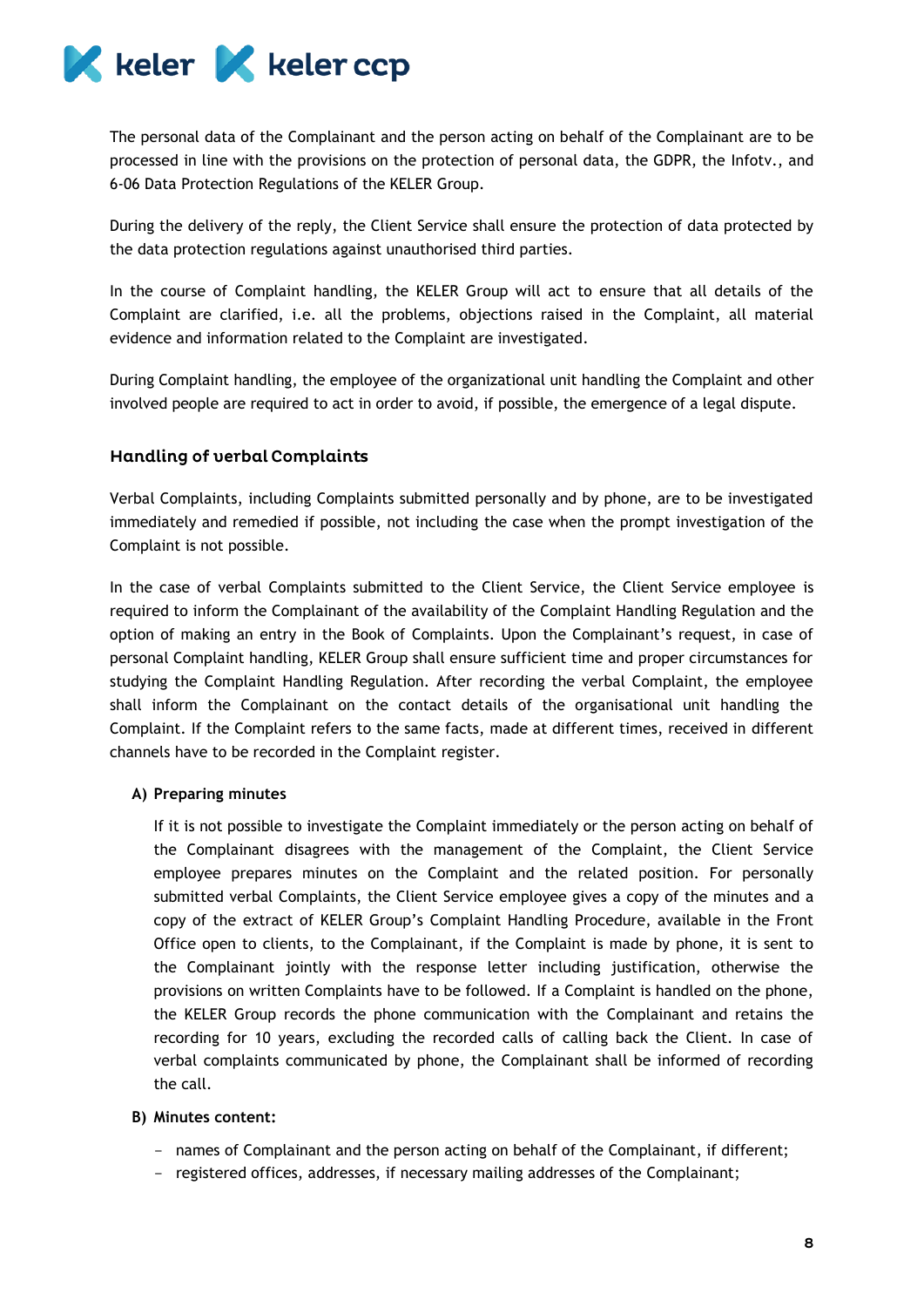The personal data of the Complainant and the person acting on behalf of the Complainant are to be processed in line with the provisions on the protection of personal data, the GDPR, the Infotv., and 6-06 Data Protection Regulations of the KELER Group.

During the delivery of the reply, the Client Service shall ensure the protection of data protected by the data protection regulations against unauthorised third parties.

In the course of Complaint handling, the KELER Group will act to ensure that all details of the Complaint are clarified, i.e. all the problems, objections raised in the Complaint, all material evidence and information related to the Complaint are investigated.

During Complaint handling, the employee of the organizational unit handling the Complaint and other involved people are required to act in order to avoid, if possible, the emergence of a legal dispute.

## Handling of verbal Complaints

Verbal Complaints, including Complaints submitted personally and by phone, are to be investigated immediately and remedied if possible, not including the case when the prompt investigation of the Complaint is not possible.

In the case of verbal Complaints submitted to the Client Service, the Client Service employee is required to inform the Complainant of the availability of the Complaint Handling Regulation and the option of making an entry in the Book of Complaints. Upon the Complainant's request, in case of personal Complaint handling, KELER Group shall ensure sufficient time and proper circumstances for studying the Complaint Handling Regulation. After recording the verbal Complaint, the employee shall inform the Complainant on the contact details of the organisational unit handling the Complaint. If the Complaint refers to the same facts, made at different times, received in different channels have to be recorded in the Complaint register.

**A) Preparing minutes**

If it is not possible to investigate the Complaint immediately or the person acting on behalf of the Complainant disagrees with the management of the Complaint, the Client Service employee prepares minutes on the Complaint and the related position. For personally submitted verbal Complaints, the Client Service employee gives a copy of the minutes and a copy of the extract of KELER Group's Complaint Handling Procedure, available in the Front Office open to clients, to the Complainant, if the Complaint is made by phone, it is sent to the Complainant jointly with the response letter including justification, otherwise the provisions on written Complaints have to be followed. If a Complaint is handled on the phone, the KELER Group records the phone communication with the Complainant and retains the recording for 10 years, excluding the recorded calls of calling back the Client. In case of verbal complaints communicated by phone, the Complainant shall be informed of recording the call.

**B) Minutes content:**

- names of Complainant and the person acting on behalf of the Complainant, if different;
- registered offices, addresses, if necessary mailing addresses of the Complainant;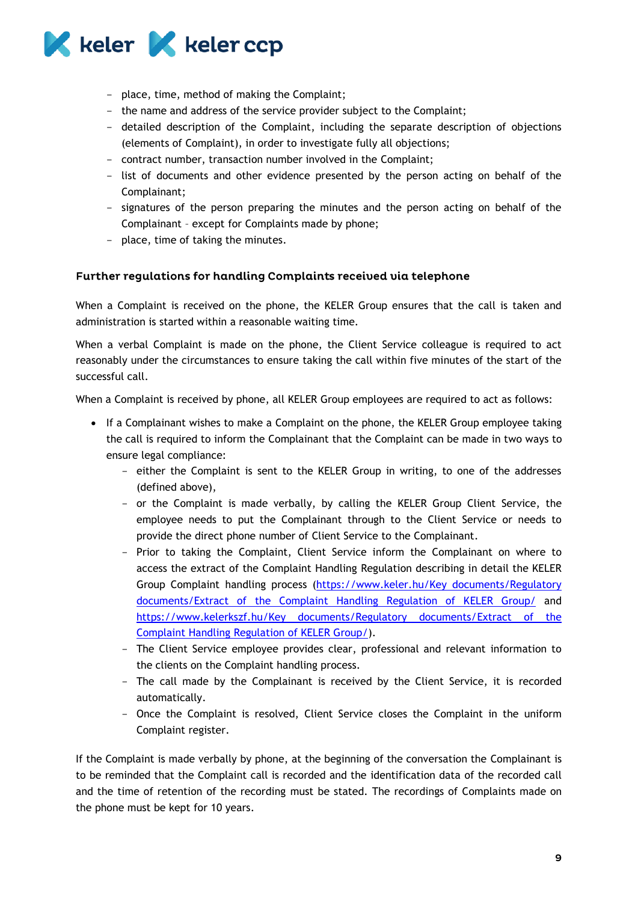- place, time, method of making the Complaint;
- the name and address of the service provider subject to the Complaint;
- detailed description of the Complaint, including the separate description of objections (elements of Complaint), in order to investigate fully all objections;
- contract number, transaction number involved in the Complaint;
- list of documents and other evidence presented by the person acting on behalf of the Complainant;
- signatures of the person preparing the minutes and the person acting on behalf of the Complainant – except for Complaints made by phone;
- place, time of taking the minutes.

### Further regulations for handling Complaints received via telephone

When a Complaint is received on the phone, the KELER Group ensures that the call is taken and administration is started within a reasonable waiting time.

When a verbal Complaint is made on the phone, the Client Service colleague is required to act reasonably under the circumstances to ensure taking the call within five minutes of the start of the successful call.

When a Complaint is received by phone, all KELER Group employees are required to act as follows:

- If a Complainant wishes to make a Complaint on the phone, the KELER Group employee taking the call is required to inform the Complainant that the Complaint can be made in two ways to ensure legal compliance:
  - either the Complaint is sent to the KELER Group in writing, to one of the addresses (defined above),
  - or the Complaint is made verbally, by calling the KELER Group Client Service, the employee needs to put the Complainant through to the Client Service or needs to provide the direct phone number of Client Service to the Complainant.
  - Prior to taking the Complaint, Client Service inform the Complainant on where to access the extract of the Complaint Handling Regulation describing in detail the KELER Group Complaint handling process (https://www.keler.hu/Key documents/Regulatory documents/Extract of the Complaint Handling Regulation of KELER Group/ and https://www.kelerkszf.hu/Key documents/Regulatory documents/Extract of the Complaint Handling Regulation of KELER Group/).
  - The Client Service employee provides clear, professional and relevant information to the clients on the Complaint handling process.
  - The call made by the Complainant is received by the Client Service, it is recorded automatically.
  - Once the Complaint is resolved, Client Service closes the Complaint in the uniform Complaint register.

If the Complaint is made verbally by phone, at the beginning of the conversation the Complainant is to be reminded that the Complaint call is recorded and the identification data of the recorded call and the time of retention of the recording must be stated. The recordings of Complaints made on the phone must be kept for 10 years.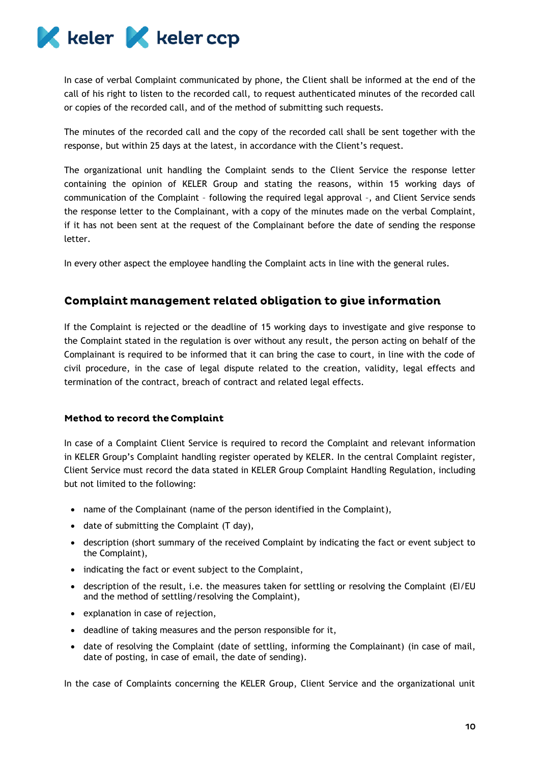In case of verbal Complaint communicated by phone, the Client shall be informed at the end of the call of his right to listen to the recorded call, to request authenticated minutes of the recorded call or copies of the recorded call, and of the method of submitting such requests.

The minutes of the recorded call and the copy of the recorded call shall be sent together with the response, but within 25 days at the latest, in accordance with the Client's request.

The organizational unit handling the Complaint sends to the Client Service the response letter containing the opinion of KELER Group and stating the reasons, within 15 working days of communication of the Complaint – following the required legal approval –, and Client Service sends the response letter to the Complainant, with a copy of the minutes made on the verbal Complaint, if it has not been sent at the request of the Complainant before the date of sending the response letter.

In every other aspect the employee handling the Complaint acts in line with the general rules.

## Complaint management related obligation to give information

If the Complaint is rejected or the deadline of 15 working days to investigate and give response to the Complaint stated in the regulation is over without any result, the person acting on behalf of the Complainant is required to be informed that it can bring the case to court, in line with the code of civil procedure, in the case of legal dispute related to the creation, validity, legal effects and termination of the contract, breach of contract and related legal effects.

### Method to record the Complaint

In case of a Complaint Client Service is required to record the Complaint and relevant information in KELER Group's Complaint handling register operated by KELER. In the central Complaint register, Client Service must record the data stated in KELER Group Complaint Handling Regulation, including but not limited to the following:

- name of the Complainant (name of the person identified in the Complaint),
- date of submitting the Complaint (T day),
- description (short summary of the received Complaint by indicating the fact or event subject to the Complaint),
- indicating the fact or event subject to the Complaint,
- description of the result, i.e. the measures taken for settling or resolving the Complaint (EI/EU and the method of settling/resolving the Complaint),
- explanation in case of rejection,
- deadline of taking measures and the person responsible for it,
- date of resolving the Complaint (date of settling, informing the Complainant) (in case of mail, date of posting, in case of email, the date of sending).

In the case of Complaints concerning the KELER Group, Client Service and the organizational unit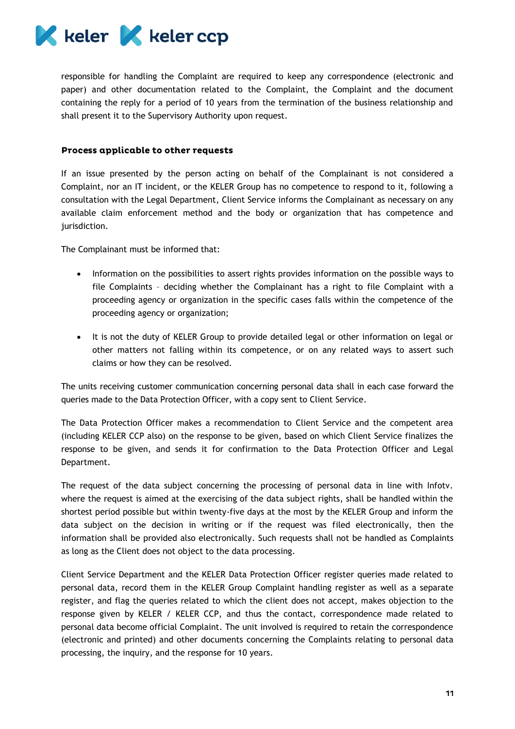responsible for handling the Complaint are required to keep any correspondence (electronic and paper) and other documentation related to the Complaint, the Complaint and the document containing the reply for a period of 10 years from the termination of the business relationship and shall present it to the Supervisory Authority upon request.

### Process applicable to other requests

If an issue presented by the person acting on behalf of the Complainant is not considered a Complaint, nor an IT incident, or the KELER Group has no competence to respond to it, following a consultation with the Legal Department, Client Service informs the Complainant as necessary on any available claim enforcement method and the body or organization that has competence and jurisdiction.

The Complainant must be informed that:

- Information on the possibilities to assert rights provides information on the possible ways to file Complaints – deciding whether the Complainant has a right to file Complaint with a proceeding agency or organization in the specific cases falls within the competence of the proceeding agency or organization;
- It is not the duty of KELER Group to provide detailed legal or other information on legal or other matters not falling within its competence, or on any related ways to assert such claims or how they can be resolved.

The units receiving customer communication concerning personal data shall in each case forward the queries made to the Data Protection Officer, with a copy sent to Client Service.

The Data Protection Officer makes a recommendation to Client Service and the competent area (including KELER CCP also) on the response to be given, based on which Client Service finalizes the response to be given, and sends it for confirmation to the Data Protection Officer and Legal Department.

The request of the data subject concerning the processing of personal data in line with Infotv. where the request is aimed at the exercising of the data subject rights, shall be handled within the shortest period possible but within twenty-five days at the most by the KELER Group and inform the data subject on the decision in writing or if the request was filed electronically, then the information shall be provided also electronically. Such requests shall not be handled as Complaints as long as the Client does not object to the data processing.

Client Service Department and the KELER Data Protection Officer register queries made related to personal data, record them in the KELER Group Complaint handling register as well as a separate register, and flag the queries related to which the client does not accept, makes objection to the response given by KELER / KELER CCP, and thus the contact, correspondence made related to personal data become official Complaint. The unit involved is required to retain the correspondence (electronic and printed) and other documents concerning the Complaints relating to personal data processing, the inquiry, and the response for 10 years.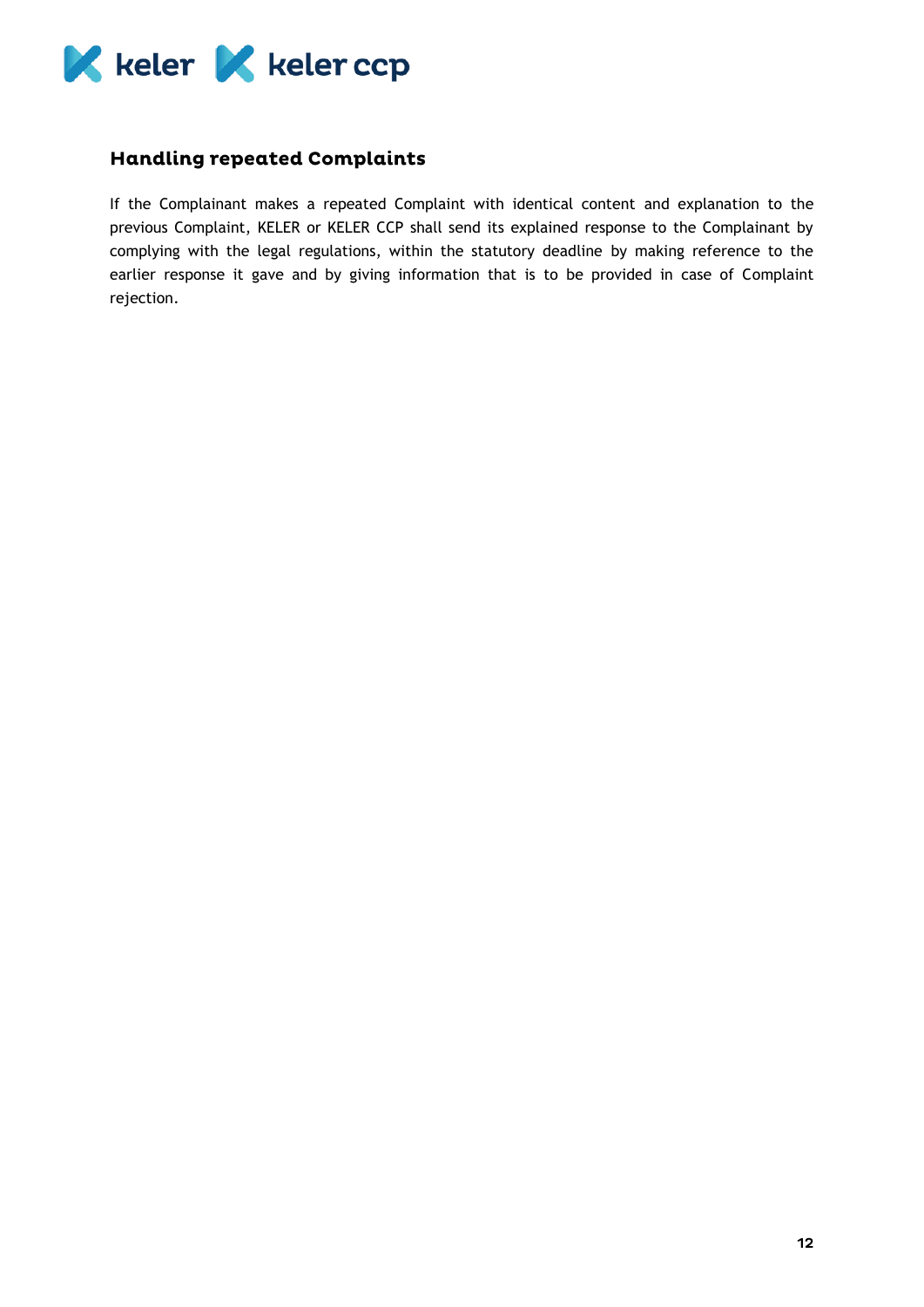### Handling repeated Complaints

If the Complainant makes a repeated Complaint with identical content and explanation to the previous Complaint, KELER or KELER CCP shall send its explained response to the Complainant by complying with the legal regulations, within the statutory deadline by making reference to the earlier response it gave and by giving information that is to be provided in case of Complaint rejection.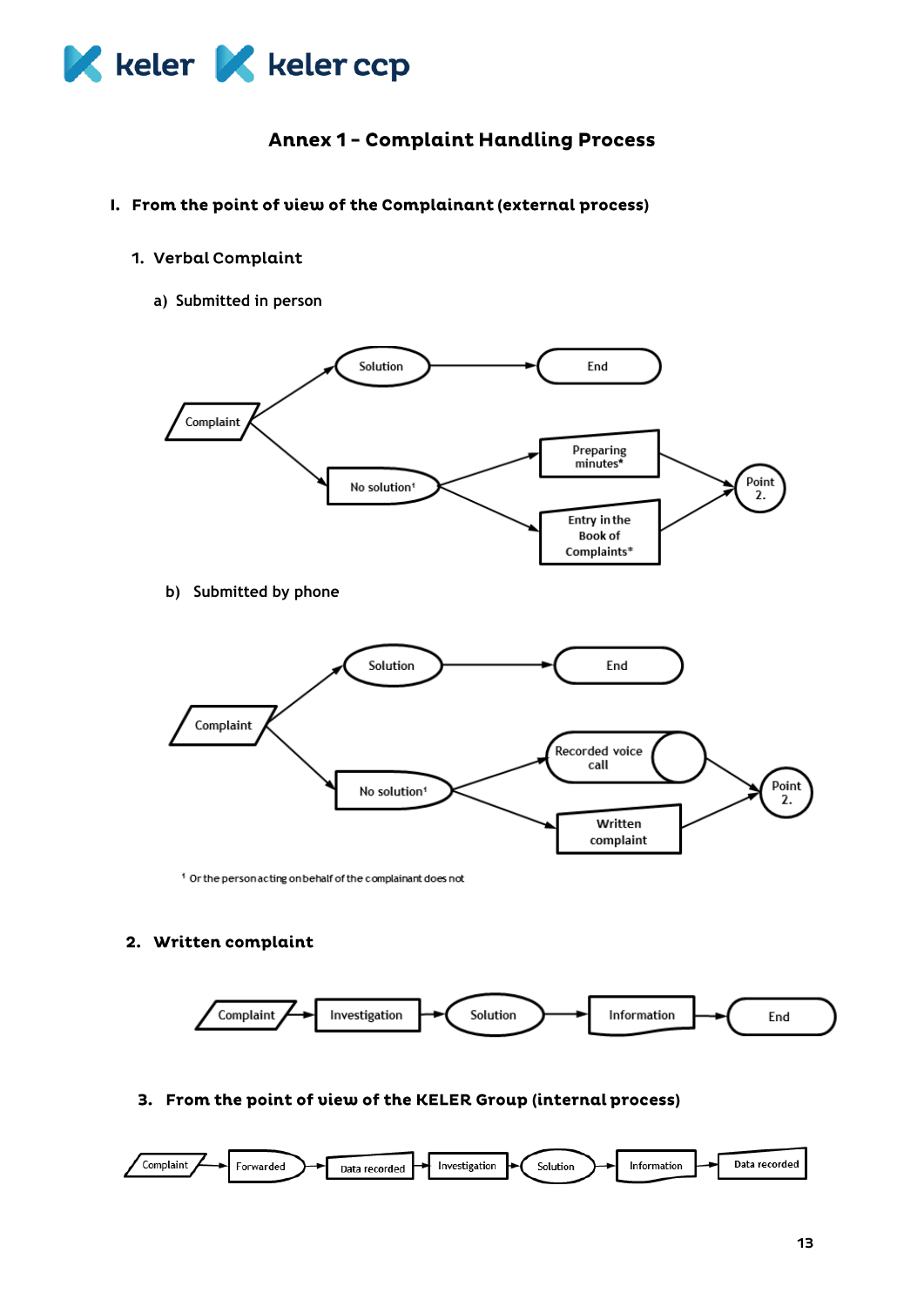# Annex 1 – Complaint Handling Process

## I. From the point of view of the Complainant (external process)

### 1. Verbal Complaint

a) Submitted in person

Complaint → Solution → End

Complaint → No solution[1] → Preparing minutes* → Point 2.

Complaint → No solution[1] → Entry in the Book of Complaints* → Point 2.

b) Submitted by phone

Complaint → Solution → End

Complaint → No solution[1] → Recorded voice call → Point 2.

Complaint → No solution[1] → Written complaint → Point 2.

[1] Or the person acting on behalf of the complainant does not

### 2. Written complaint

Complaint → Investigation → Solution → Information → End

### 3. From the point of view of the KELER Group (internal process)

Complaint → Forwarded → Data recorded → Investigation → Solution → Information → Data recorded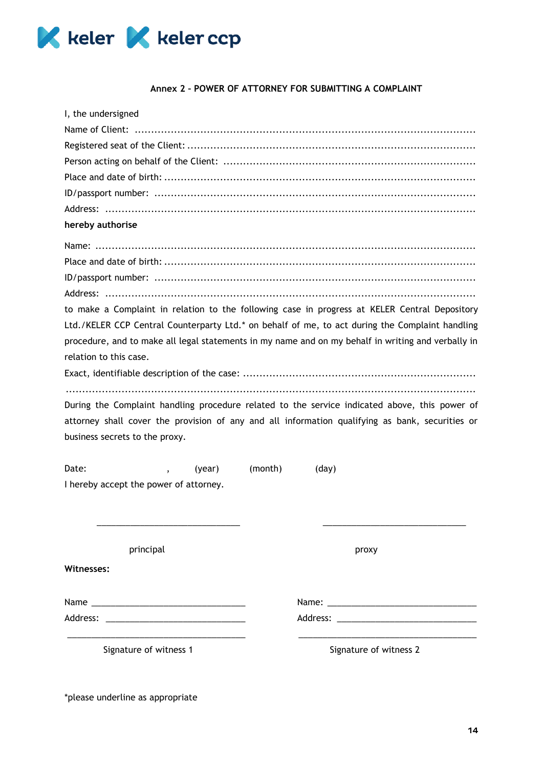## Annex 2 – POWER OF ATTORNEY FOR SUBMITTING A COMPLAINT

I, the undersigned

Name of Client: ..........................................................................................................

Registered seat of the Client: ..........................................................................................

Person acting on behalf of the Client: ...............................................................................

Place and date of birth: ...................................................................................................

ID/passport number: .......................................................................................................

Address: ......................................................................................................................

**hereby authorise**

Name: ..........................................................................................................................

Place and date of birth: ...................................................................................................

ID/passport number: .......................................................................................................

Address: ......................................................................................................................

to make a Complaint in relation to the following case in progress at KELER Central Depository Ltd./KELER CCP Central Counterparty Ltd.* on behalf of me, to act during the Complaint handling procedure, and to make all legal statements in my name and on my behalf in writing and verbally in relation to this case.

Exact, identifiable description of the case: .........................................................................

.....................................................................................................................................

During the Complaint handling procedure related to the service indicated above, this power of attorney shall cover the provision of any and all information qualifying as bank, securities or business secrets to the proxy.

Date: , (year) (month) (day)

I hereby accept the power of attorney.

______________________________ ______________________________

principal proxy

**Witnesses:**

Name ______________________________ Name: ______________________________

Address: ___________________________ Address: ___________________________

______________________________ ______________________________

Signature of witness 1 Signature of witness 2

*please underline as appropriate